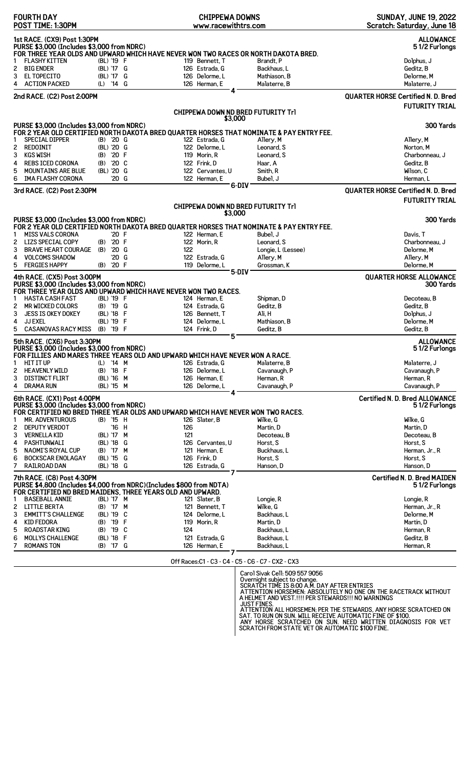**FOURTH DAY**
**POST TIME: 1:30PM**

**CHIPPEWA DOWNS**
**www.racewithtrs.com**

**SUNDAY, JUNE 19, 2022**
**Scratch: Saturday, June 18**

## 1st RACE. (CX9) Post 1:30PM — ALLOWANCE — 5 1/2 Furlongs

**PURSE $3,000 (Includes $3,000 from NDRC)**
**FOR THREE YEAR OLDS AND UPWARD WHICH HAVE NEVER WON TWO RACES OR NORTH DAKOTA BRED.**

| # | Horse | Med | Year | Sex | Wt | Jockey | Owner | Trainer |
|---|---|---|---|---|---|---|---|---|
| 1 | FLASHY KITTEN | (BL) | '19 | F | 119 | Bennett, T | Brandt, P | Dolphus, J |
| 2 | BIG ENDER | (BL) | '17 | G | 126 | Estrada, G | Backhaus, L | Geditz, B |
| 3 | EL TOPECITO | (BL) | '17 | G | 126 | Delorme, L | Mathiason, B | Delorme, M |
| 4 | ACTION PACKED | (L) | '14 | G | 126 | Herman, E | Malaterre, B | Malaterre, J |

4

## 2nd RACE. (C2) Post 2:00PM — QUARTER HORSE Certified N. D. Bred FUTURITY TRIAL — 300 Yards

**CHIPPEWA DOWN ND BRED FUTURITY Trl**
**$3,000**

**PURSE $3,000 (Includes $3,000 from NDRC)**
**FOR 2 YEAR OLD CERTIFIED NORTH DAKOTA BRED QUARTER HORSES THAT NOMINATE & PAY ENTRY FEE.**

| # | Horse | Med | Year | Sex | Wt | Jockey | Owner | Trainer |
|---|---|---|---|---|---|---|---|---|
| 1 | SPECIAL DIPPER | (B) | '20 | G | 122 | Estrada, G | Allery, M | Allery, M |
| 2 | REDOINIT | (BL) | '20 | G | 122 | Delorme, L | Leonard, S | Norton, M |
| 3 | KGS WISH | (B) | '20 | F | 119 | Morin, R | Leonard, S | Charbonneau, J |
| 4 | REBS ICED CORONA | (B) | '20 | C | 122 | Frink, D | Haar, A | Geditz, B |
| 5 | MOUNTAINS ARE BLUE | (BL) | '20 | G | 122 | Cervantes, U | Smith, R | Wilson, C |
| 6 | IMA FLASHY CORONA | | '20 | G | 122 | Herman, E | Bubel, J | Herman, L |

6-DIV

## 3rd RACE. (C2) Post 2:30PM — QUARTER HORSE Certified N. D. Bred FUTURITY TRIAL — 300 Yards

**CHIPPEWA DOWN ND BRED FUTURITY Trl**
**$3,000**

**PURSE $3,000 (Includes $3,000 from NDRC)**
**FOR 2 YEAR OLD CERTIFIED NORTH DAKOTA BRED QUARTER HORSES THAT NOMINATE & PAY ENTRY FEE.**

| # | Horse | Med | Year | Sex | Wt | Jockey | Owner | Trainer |
|---|---|---|---|---|---|---|---|---|
| 1 | MISS VALS CORONA | | '20 | F | 122 | Herman, E | Bubel, J | Davis, T |
| 2 | LIZS SPECIAL COPY | (B) | '20 | F | 122 | Morin, R | Leonard, S | Charbonneau, J |
| 3 | BRAVE HEART COURAGE | (B) | '20 | G | 122 | | Longie, L (Lessee) | Delorme, M |
| 4 | VOLCOMS SHADOW | | '20 | G | 122 | Estrada, G | Allery, M | Allery, M |
| 5 | FERGIES HAPPY | (B) | '20 | F | 119 | Delorme, L | Grossman, K | Delorme, M |

5-DIV

## 4th RACE. (CX5) Post 3:00PM — QUARTER HORSE ALLOWANCE — 300 Yards

**PURSE $3,000 (Includes $3,000 from NDRC)**
**FOR THREE YEAR OLDS AND UPWARD WHICH HAVE NEVER WON TWO RACES.**

| # | Horse | Med | Year | Sex | Wt | Jockey | Owner | Trainer |
|---|---|---|---|---|---|---|---|---|
| 1 | HASTA CASH FAST | (BL) | '19 | F | 124 | Herman, E | Shipman, D | Decoteau, B |
| 2 | MR WICKED COLORS | (B) | '19 | G | 124 | Estrada, G | Geditz, B | Geditz, B |
| 3 | JESS IS OKEY DOKEY | (BL) | '18 | F | 126 | Bennett, T | Ali, H | Dolphus, J |
| 4 | JJ EXEL | (BL) | '19 | F | 124 | Delorme, L | Mathiason, B | Delorme, M |
| 5 | CASANOVAS RACY MISS | (B) | '19 | F | 124 | Frink, D | Geditz, B | Geditz, B |

5

## 5th RACE. (CX6) Post 3:30PM — ALLOWANCE — 5 1/2 Furlongs

**PURSE $3,000 (Includes $3,000 from NDRC)**
**FOR FILLIES AND MARES THREE YEARS OLD AND UPWARD WHICH HAVE NEVER WON A RACE.**

| # | Horse | Med | Year | Sex | Wt | Jockey | Owner | Trainer |
|---|---|---|---|---|---|---|---|---|
| 1 | HIT IT UP | (L) | '14 | M | 126 | Estrada, G | Malaterre, B | Malaterre, J |
| 2 | HEAVENLY WILD | (B) | '18 | F | 126 | Delorme, L | Cavanaugh, P | Cavanaugh, P |
| 3 | DISTINCT FLIRT | (BL) | '16 | M | 126 | Herman, E | Herman, R | Herman, R |
| 4 | DRAMA RUN | (BL) | '15 | M | 126 | Delorme, L | Cavanaugh, P | Cavanaugh, P |

4

## 6th RACE. (CX1) Post 4:00PM — Certified N. D. Bred ALLOWANCE — 5 1/2 Furlongs

**PURSE $3,000 (Includes $3,000 from NDRC)**
**FOR CERTIFIED ND BRED THREE YEAR OLDS AND UPWARD WHICH HAVE NEVER WON TWO RACES.**

| # | Horse | Med | Year | Sex | Wt | Jockey | Owner | Trainer |
|---|---|---|---|---|---|---|---|---|
| 1 | MR. ADVENTUROUS | (B) | '15 | H | 126 | Slater, B | Wilke, G | Wilke, G |
| 2 | DEPUTY VERDOT | | '16 | H | 126 | | Martin, D | Martin, D |
| 3 | VERNELLA KID | (BL) | '17 | M | 121 | | Decoteau, B | Decoteau, B |
| 4 | PASHTUNWALI | (BL) | '18 | G | 126 | Cervantes, U | Horst, S | Horst, S |
| 5 | NAOMI'S ROYAL CUP | (B) | '17 | M | 121 | Herman, E | Buckhaus, L | Herman, Jr., R |
| 6 | BOCKSCAR ENOLAGAY | (BL) | '15 | G | 126 | Frink, D | Horst, S | Horst, S |
| 7 | RAILROAD DAN | (BL) | '18 | G | 126 | Estrada, G | Hanson, D | Hanson, D |

7

## 7th RACE. (C8) Post 4:30PM — Certified N. D. Bred MAIDEN — 5 1/2 Furlongs

**PURSE $4,800 (Includes $4,000 from NDRC)(Includes $800 from NDTA)**
**FOR CERTIFIED ND BRED MAIDENS, THREE YEARS OLD AND UPWARD.**

| # | Horse | Med | Year | Sex | Wt | Jockey | Owner | Trainer |
|---|---|---|---|---|---|---|---|---|
| 1 | BASEBALL ANNIE | (BL) | '17 | M | 121 | Slater, B | Longie, R | Longie, R |
| 2 | LITTLE BERTA | (B) | '17 | M | 121 | Bennett, T | Wilke, G | Herman, Jr., R |
| 3 | EMMITT'S CHALLENGE | (BL) | '19 | C | 124 | Delorme, L | Backhaus, L | Delorme, M |
| 4 | KID FEDORA | (B) | '19 | F | 119 | Morin, R | Martin, D | Martin, D |
| 5 | ROADSTAR KING | (B) | '19 | C | 124 | | Backhaus, L | Herman, R |
| 6 | MOLLYS CHALLENGE | (BL) | '18 | F | 121 | Estrada, G | Backhaus, L | Geditz, B |
| 7 | ROMANS TON | (B) | '17 | G | 126 | Herman, E | Backhaus, L | Herman, R |

7

Off Races:C1 - C3 - C4 - C5 - C6 - C7 - CX2 - CX3

Carol Sivak Cell: 509 557 9056
Overnight subject to change.
SCRATCH TIME IS 8:00 A.M. DAY AFTER ENTRIES
ATTENTION HORSEMEN: ABSOLUTELY NO ONE ON THE RACETRACK WITHOUT A HELMET AND VEST.!!!! PER STEWARDS!!! NO WARNINGS JUST FINES.
ATTENTION ALL HORSEMEN: PER THE STEWARDS, ANY HORSE SCRATCHED ON SAT. TO RUN ON SUN. WILL RECEIVE AUTOMATIC FINE OF $100.
ANY HORSE SCRATCHED ON SUN. NEED WRITTEN DIAGNOSIS FOR VET SCRATCH FROM STATE VET OR AUTOMATIC $100 FINE.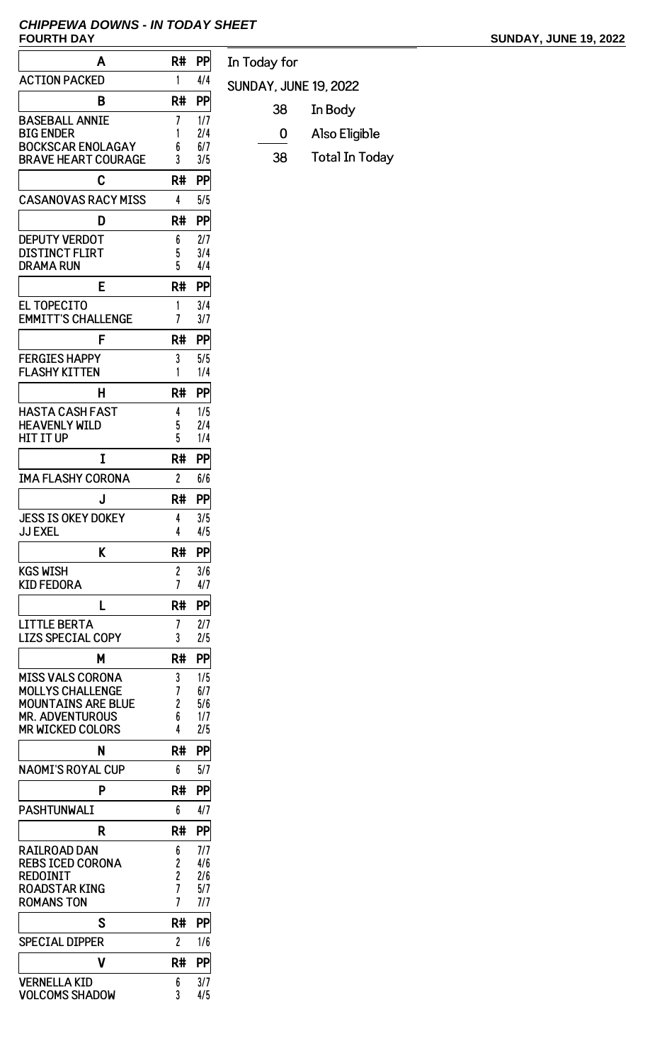## CHIPPEWA DOWNS - IN TODAY SHEET

**FOURTH DAY** — **SUNDAY, JUNE 19, 2022**

| A | R# | PP |
|---|---|---|
| ACTION PACKED | 1 | 4/4 |
| **B** | **R#** | **PP** |
| BASEBALL ANNIE | 7 | 1/7 |
| BIG ENDER | 1 | 2/4 |
| BOCKSCAR ENOLAGAY | 6 | 6/7 |
| BRAVE HEART COURAGE | 3 | 3/5 |
| **C** | **R#** | **PP** |
| CASANOVAS RACY MISS | 4 | 5/5 |
| **D** | **R#** | **PP** |
| DEPUTY VERDOT | 6 | 2/7 |
| DISTINCT FLIRT | 5 | 3/4 |
| DRAMA RUN | 5 | 4/4 |
| **E** | **R#** | **PP** |
| EL TOPECITO | 1 | 3/4 |
| EMMITT'S CHALLENGE | 7 | 3/7 |
| **F** | **R#** | **PP** |
| FERGIES HAPPY | 3 | 5/5 |
| FLASHY KITTEN | 1 | 1/4 |
| **H** | **R#** | **PP** |
| HASTA CASH FAST | 4 | 1/5 |
| HEAVENLY WILD | 5 | 2/4 |
| HIT IT UP | 5 | 1/4 |
| **I** | **R#** | **PP** |
| IMA FLASHY CORONA | 2 | 6/6 |
| **J** | **R#** | **PP** |
| JESS IS OKEY DOKEY | 4 | 3/5 |
| JJ EXEL | 4 | 4/5 |
| **K** | **R#** | **PP** |
| KGS WISH | 2 | 3/6 |
| KID FEDORA | 7 | 4/7 |
| **L** | **R#** | **PP** |
| LITTLE BERTA | 7 | 2/7 |
| LIZS SPECIAL COPY | 3 | 2/5 |
| **M** | **R#** | **PP** |
| MISS VALS CORONA | 3 | 1/5 |
| MOLLYS CHALLENGE | 7 | 6/7 |
| MOUNTAINS ARE BLUE | 2 | 5/6 |
| MR. ADVENTUROUS | 6 | 1/7 |
| MR WICKED COLORS | 4 | 2/5 |
| **N** | **R#** | **PP** |
| NAOMI'S ROYAL CUP | 6 | 5/7 |
| **P** | **R#** | **PP** |
| PASHTUNWALI | 6 | 4/7 |
| **R** | **R#** | **PP** |
| RAILROAD DAN | 6 | 7/7 |
| REBS ICED CORONA | 2 | 4/6 |
| REDOINIT | 2 | 2/6 |
| ROADSTAR KING | 7 | 5/7 |
| ROMANS TON | 7 | 7/7 |
| **S** | **R#** | **PP** |
| SPECIAL DIPPER | 2 | 1/6 |
| **V** | **R#** | **PP** |
| VERNELLA KID | 6 | 3/7 |
| VOLCOMS SHADOW | 3 | 4/5 |

In Today for

SUNDAY, JUNE 19, 2022

| | |
|---|---|
| 38 | In Body |
| 0 | Also Eligible |
| 38 | Total In Today |